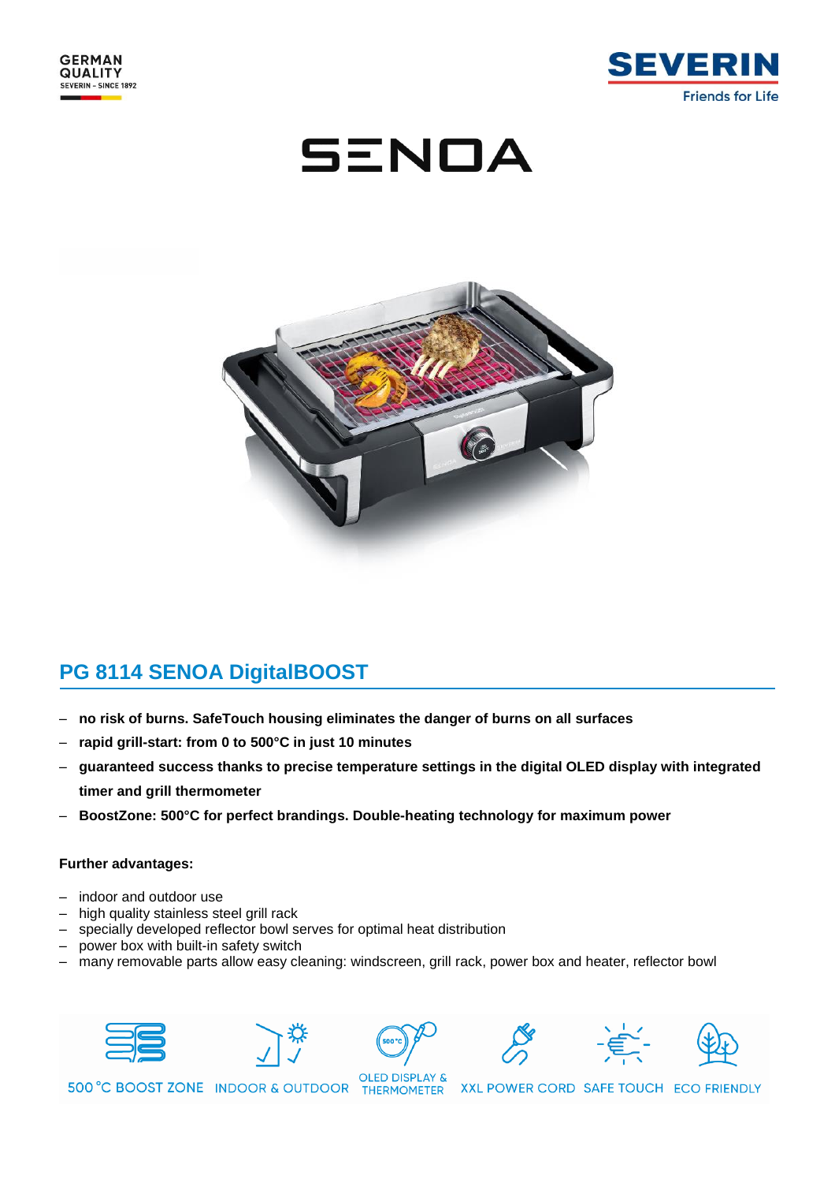GERMAN QUALITY
SEVERIN – SINCE 1892

SEVERIN
Friends for Life

# SENOA

## PG 8114 SENOA DigitalBOOST

- **no risk of burns. SafeTouch housing eliminates the danger of burns on all surfaces**
- **rapid grill-start: from 0 to 500°C in just 10 minutes**
- **guaranteed success thanks to precise temperature settings in the digital OLED display with integrated timer and grill thermometer**
- **BoostZone: 500°C for perfect brandings. Double-heating technology for maximum power**

**Further advantages:**

- indoor and outdoor use
- high quality stainless steel grill rack
- specially developed reflector bowl serves for optimal heat distribution
- power box with built-in safety switch
- many removable parts allow easy cleaning: windscreen, grill rack, power box and heater, reflector bowl

500 °C BOOST ZONE | INDOOR & OUTDOOR | OLED DISPLAY & THERMOMETER | XXL POWER CORD | SAFE TOUCH | ECO FRIENDLY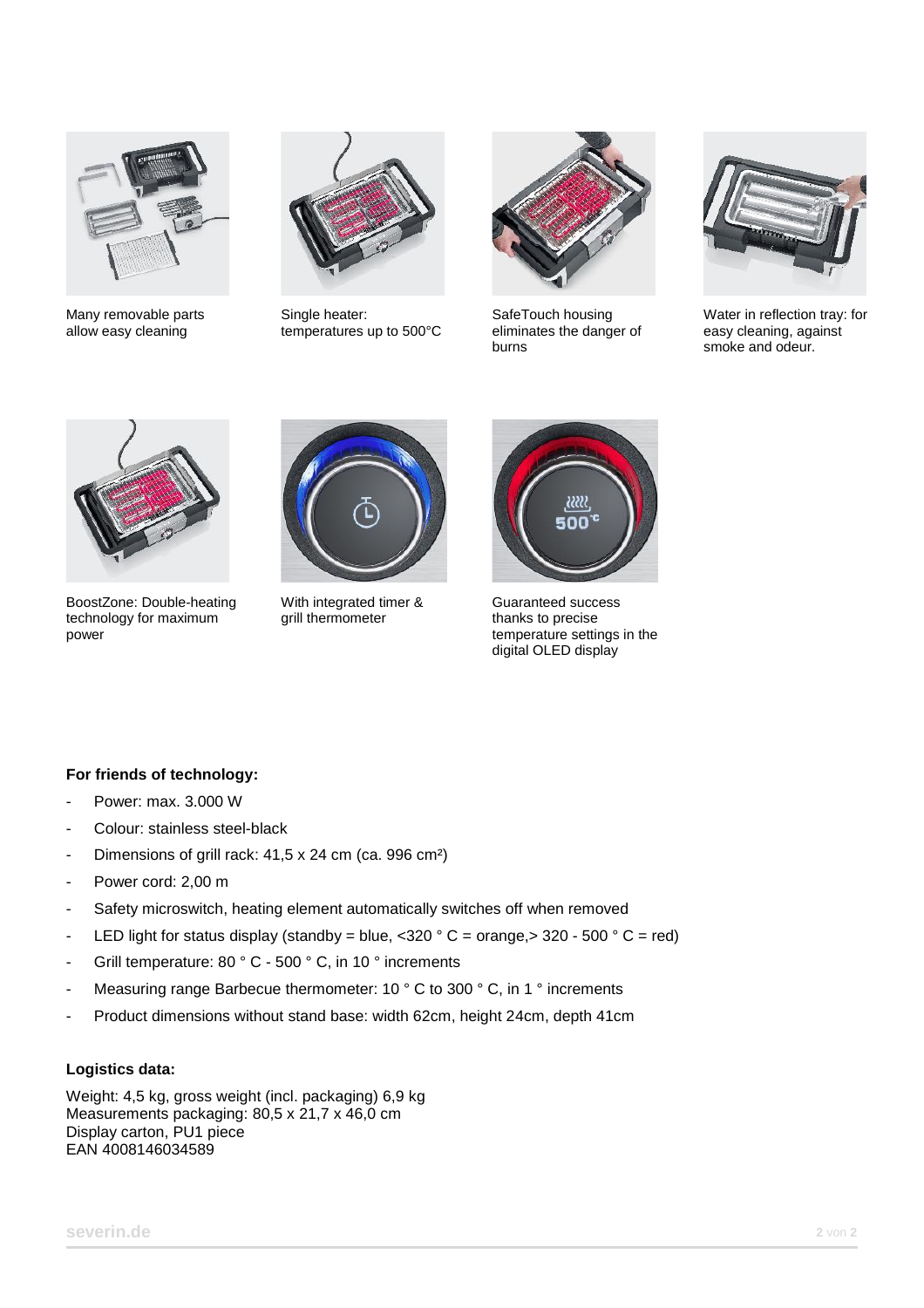Many removable parts allow easy cleaning

Single heater: temperatures up to 500°C

SafeTouch housing eliminates the danger of burns

Water in reflection tray: for easy cleaning, against smoke and odeur.

BoostZone: Double-heating technology for maximum power

With integrated timer & grill thermometer

Guaranteed success thanks to precise temperature settings in the digital OLED display

**For friends of technology:**

- Power: max. 3.000 W
- Colour: stainless steel-black
- Dimensions of grill rack: 41,5 x 24 cm (ca. 996 cm²)
- Power cord: 2,00 m
- Safety microswitch, heating element automatically switches off when removed
- LED light for status display (standby = blue, <320 ° C = orange,> 320 - 500 ° C = red)
- Grill temperature: 80 ° C - 500 ° C, in 10 ° increments
- Measuring range Barbecue thermometer: 10 ° C to 300 ° C, in 1 ° increments
- Product dimensions without stand base: width 62cm, height 24cm, depth 41cm

**Logistics data:**

Weight: 4,5 kg, gross weight (incl. packaging) 6,9 kg
Measurements packaging: 80,5 x 21,7 x 46,0 cm
Display carton, PU1 piece
EAN 4008146034589

severin.de